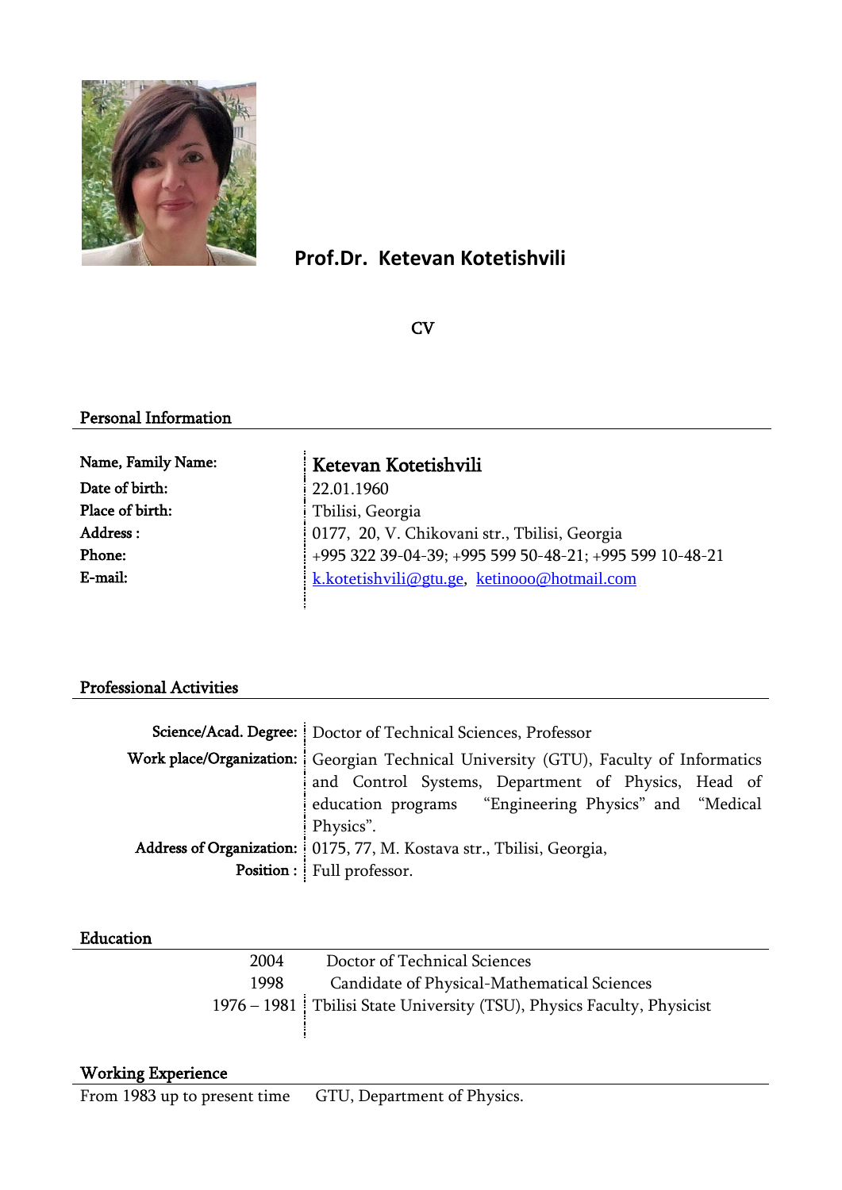# Prof.Dr. Ketevan Kotetishvili

CV

## Personal Information

| | |
|---|---|
| **Name, Family Name:** | Ketevan Kotetishvili |
| **Date of birth:** | 22.01.1960 |
| **Place of birth:** | Tbilisi, Georgia |
| **Address :** | 0177, 20, V. Chikovani str., Tbilisi, Georgia |
| **Phone:** | +995 322 39-04-39; +995 599 50-48-21; +995 599 10-48-21 |
| **E-mail:** | k.kotetishvili@gtu.ge, ketinooo@hotmail.com |

## Professional Activities

| | |
|---|---|
| **Science/Acad. Degree:** | Doctor of Technical Sciences, Professor |
| **Work place/Organization:** | Georgian Technical University (GTU), Faculty of Informatics and Control Systems, Department of Physics, Head of education programs "Engineering Physics" and "Medical Physics". |
| **Address of Organization:** | 0175, 77, M. Kostava str., Tbilisi, Georgia, |
| **Position :** | Full professor. |

## Education

| | |
|---|---|
| 2004 | Doctor of Technical Sciences |
| 1998 | Candidate of Physical-Mathematical Sciences |
| 1976 – 1981 | Tbilisi State University (TSU), Physics Faculty, Physicist |

## Working Experience

From 1983 up to present time GTU, Department of Physics.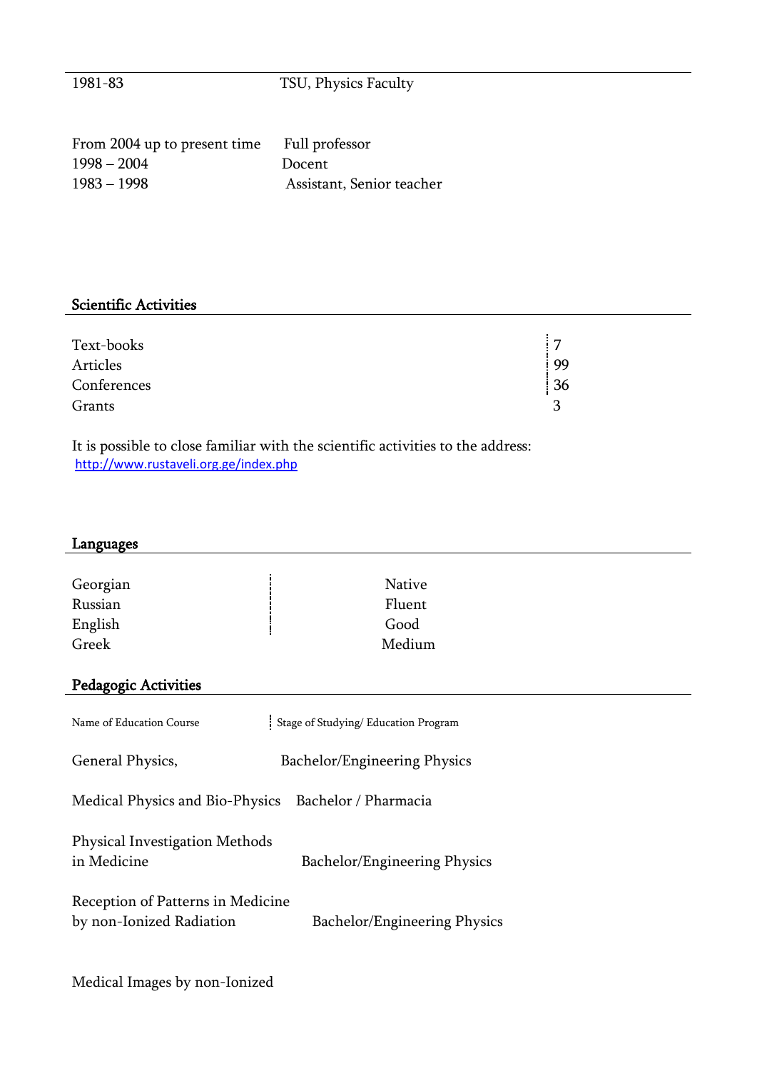| | |
| --- | --- |
| 1981-83 | TSU, Physics Faculty |

| | |
| --- | --- |
| From 2004 up to present time | Full professor |
| 1998 – 2004 | Docent |
| 1983 – 1998 | Assistant, Senior teacher |

## Scientific Activities

| | |
| --- | --- |
| Text-books | 7 |
| Articles | 99 |
| Conferences | 36 |
| Grants | 3 |

It is possible to close familiar with the scientific activities to the address:
http://www.rustaveli.org.ge/index.php

## Languages

| | |
| --- | --- |
| Georgian | Native |
| Russian | Fluent |
| English | Good |
| Greek | Medium |

## Pedagogic Activities

| Name of Education Course | Stage of Studying/ Education Program |
| --- | --- |
| General Physics, | Bachelor/Engineering Physics |
| Medical Physics and Bio-Physics | Bachelor / Pharmacia |
| Physical Investigation Methods in Medicine | Bachelor/Engineering Physics |
| Reception of Patterns in Medicine by non-Ionized Radiation | Bachelor/Engineering Physics |
| Medical Images by non-Ionized | |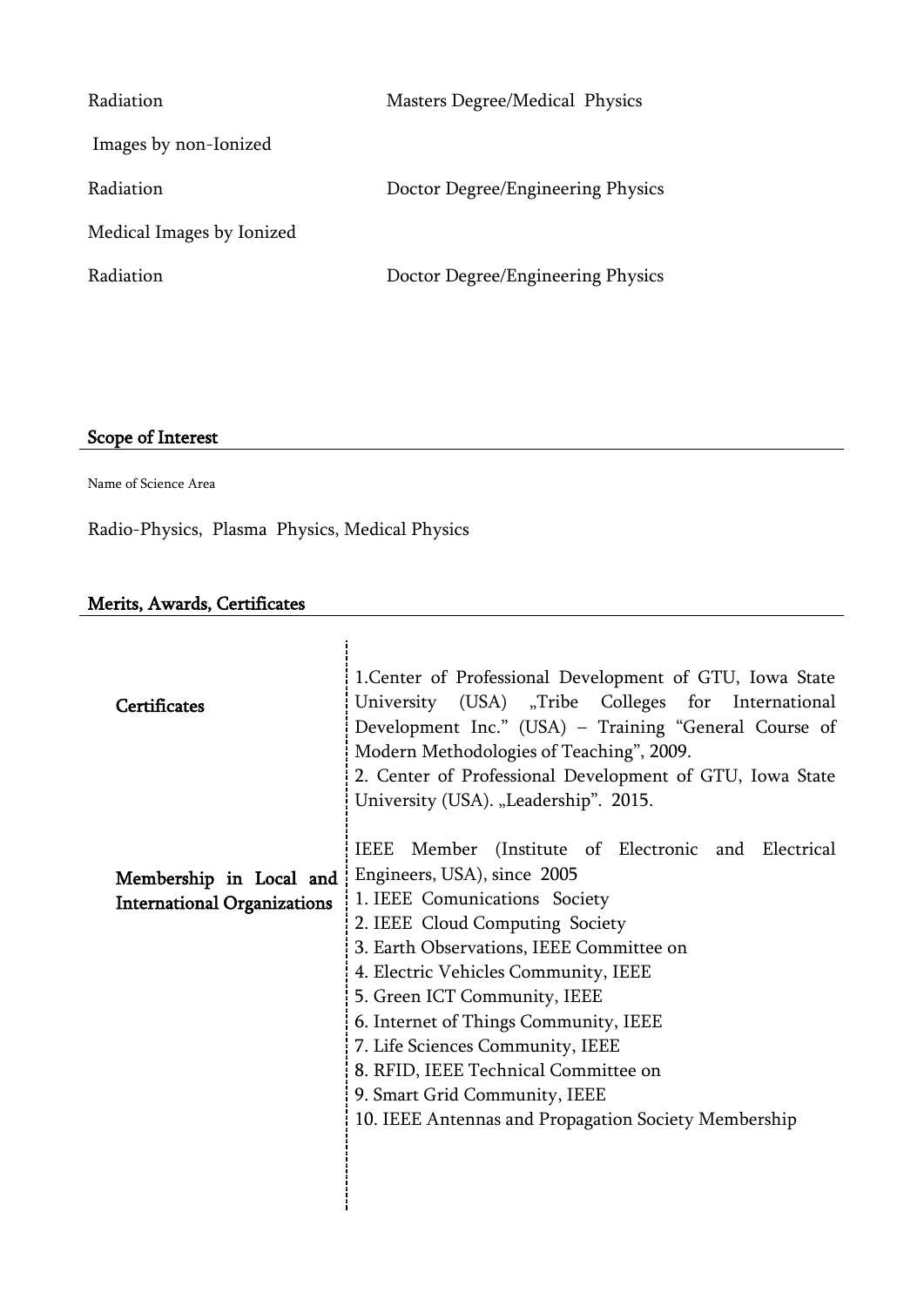| | |
|---|---|
| Radiation | Masters Degree/Medical Physics |
| Images by non-Ionized | |
| Radiation | Doctor Degree/Engineering Physics |
| Medical Images by Ionized | |
| Radiation | Doctor Degree/Engineering Physics |

## Scope of Interest

Name of Science Area

Radio-Physics, Plasma Physics, Medical Physics

## Merits, Awards, Certificates

| | |
|---|---|
| **Certificates** | 1.Center of Professional Development of GTU, Iowa State University (USA) „Tribe Colleges for International Development Inc." (USA) – Training "General Course of Modern Methodologies of Teaching", 2009.<br>2. Center of Professional Development of GTU, Iowa State University (USA). „Leadership". 2015. |
| **Membership in Local and International Organizations** | IEEE Member (Institute of Electronic and Electrical Engineers, USA), since 2005<br>1. IEEE Comunications Society<br>2. IEEE Cloud Computing Society<br>3. Earth Observations, IEEE Committee on<br>4. Electric Vehicles Community, IEEE<br>5. Green ICT Community, IEEE<br>6. Internet of Things Community, IEEE<br>7. Life Sciences Community, IEEE<br>8. RFID, IEEE Technical Committee on<br>9. Smart Grid Community, IEEE<br>10. IEEE Antennas and Propagation Society Membership |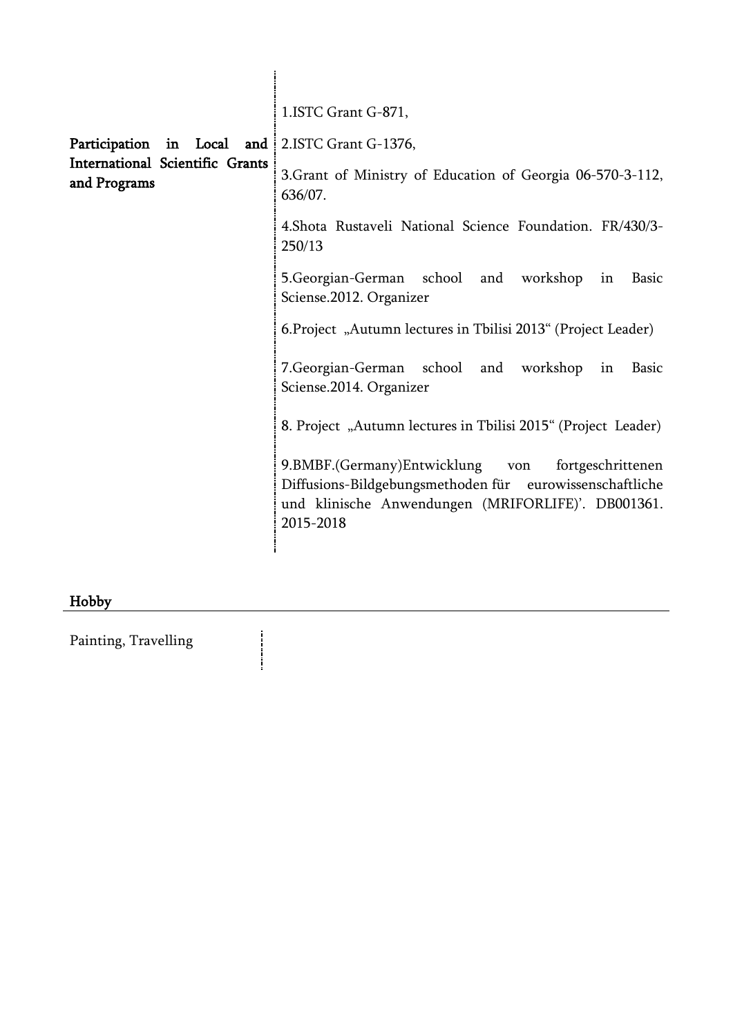| | |
|---|---|
| **Participation in Local and International Scientific Grants and Programs** | 1.ISTC Grant G-871,<br><br>2.ISTC Grant G-1376,<br><br>3.Grant of Ministry of Education of Georgia 06-570-3-112, 636/07.<br><br>4.Shota Rustaveli National Science Foundation. FR/430/3-250/13<br><br>5.Georgian-German school and workshop in Basic Sciense.2012. Organizer<br><br>6.Project „Autumn lectures in Tbilisi 2013" (Project Leader)<br><br>7.Georgian-German school and workshop in Basic Sciense.2014. Organizer<br><br>8. Project „Autumn lectures in Tbilisi 2015" (Project Leader)<br><br>9.BMBF.(Germany)Entwicklung von fortgeschrittenen Diffusions-Bildgebungsmethoden für eurowissenschaftliche und klinische Anwendungen (MRIFORLIFE)'. DB001361. 2015-2018 |

**Hobby**

Painting, Travelling